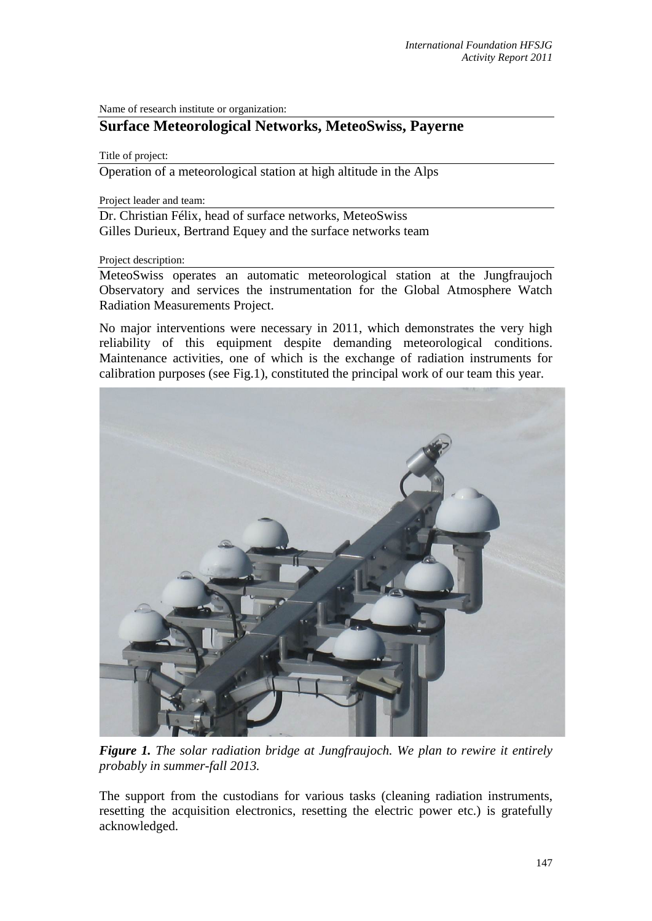Name of research institute or organization:

## Surface Meteorological Networks, MeteoSwiss, Payerne

Title of project:

Operation of a meteorological station at high altitude in the Alps

Project leader and team:

Dr. Christian Félix, head of surface networks, MeteoSwiss
Gilles Durieux, Bertrand Equey and the surface networks team

Project description:

MeteoSwiss operates an automatic meteorological station at the Jungfraujoch Observatory and services the instrumentation for the Global Atmosphere Watch Radiation Measurements Project.

No major interventions were necessary in 2011, which demonstrates the very high reliability of this equipment despite demanding meteorological conditions. Maintenance activities, one of which is the exchange of radiation instruments for calibration purposes (see Fig.1), constituted the principal work of our team this year.

***Figure 1.*** *The solar radiation bridge at Jungfraujoch. We plan to rewire it entirely probably in summer-fall 2013.*

The support from the custodians for various tasks (cleaning radiation instruments, resetting the acquisition electronics, resetting the electric power etc.) is gratefully acknowledged.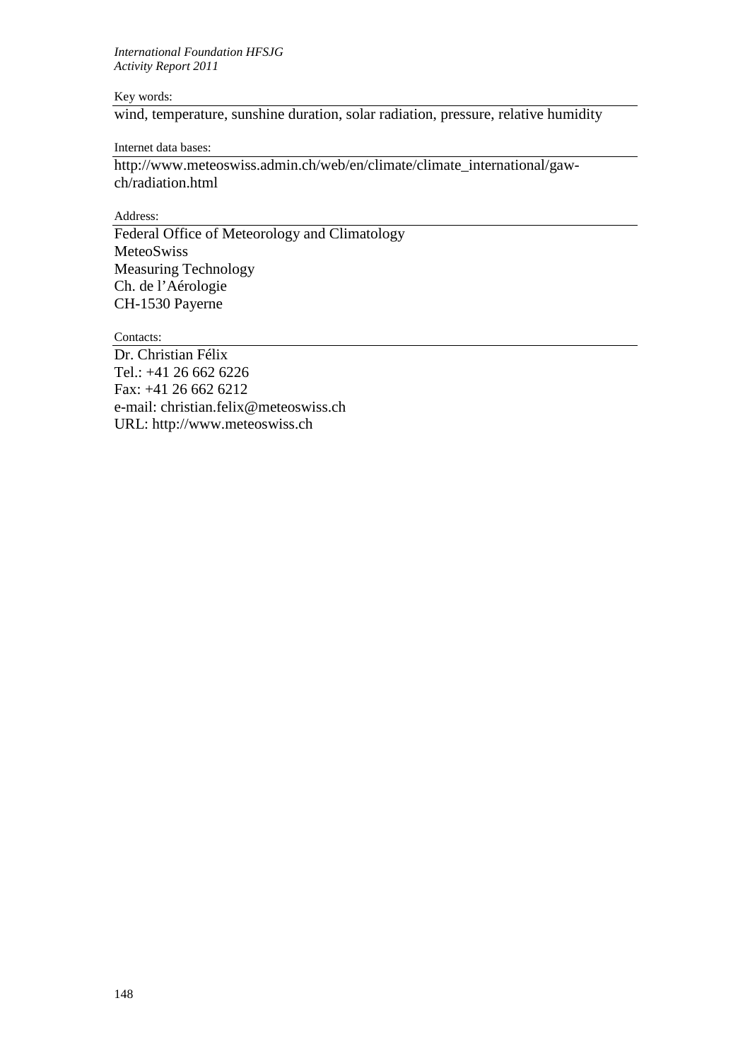Key words:

wind, temperature, sunshine duration, solar radiation, pressure, relative humidity

Internet data bases:

http://www.meteoswiss.admin.ch/web/en/climate/climate_international/gaw-ch/radiation.html

Address:

Federal Office of Meteorology and Climatology
MeteoSwiss
Measuring Technology
Ch. de l'Aérologie
CH-1530 Payerne

Contacts:

Dr. Christian Félix
Tel.: +41 26 662 6226
Fax: +41 26 662 6212
e-mail: christian.felix@meteoswiss.ch
URL: http://www.meteoswiss.ch